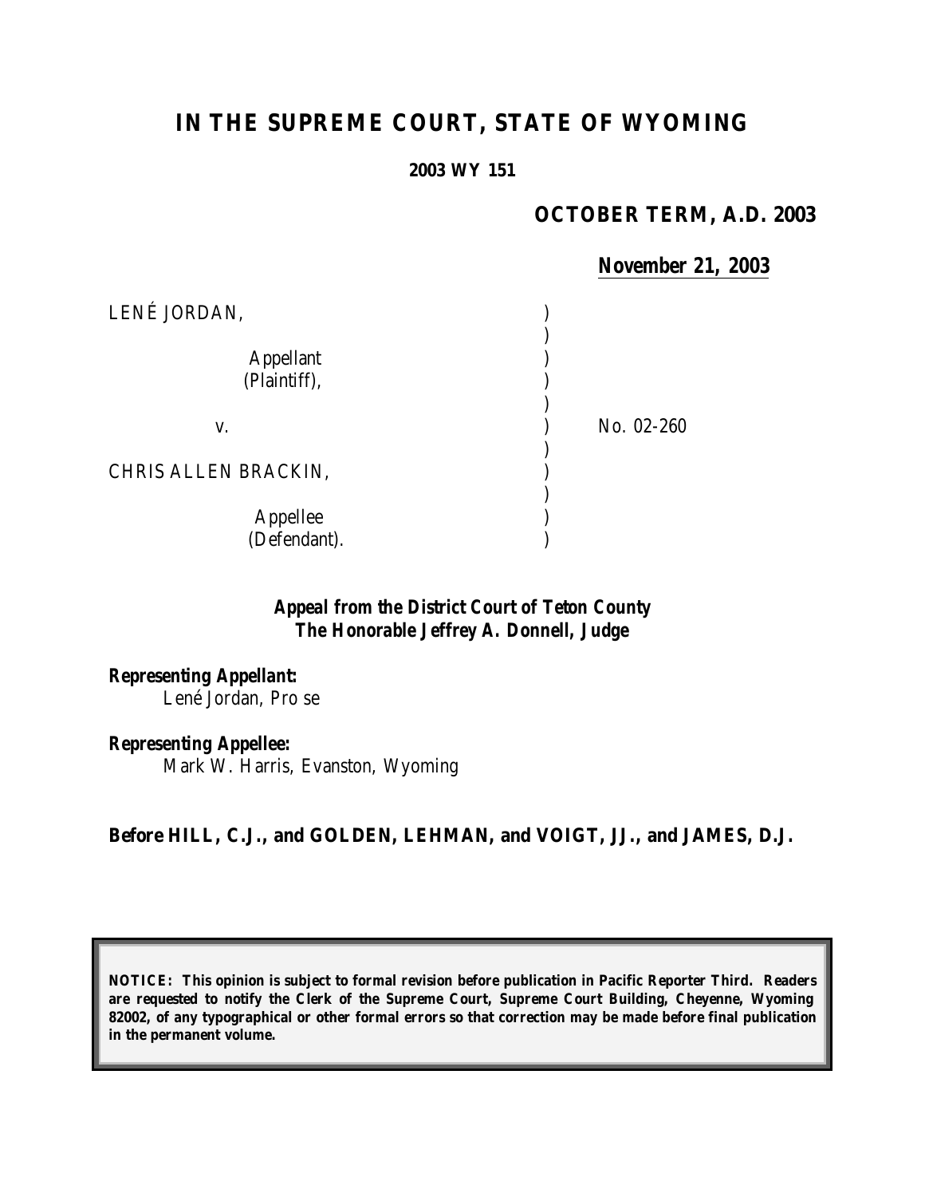# IN THE SUPREME COURT, STATE OF WYOMING

**2003 WY 151**

**OCTOBER TERM, A.D. 2003**

***November 21, 2003***

| | | |
|---|---|---|
| LENÉ JORDAN, | ) | |
| | ) | |
| Appellant (Plaintiff), | ) | |
| | ) | |
| v. | ) | No. 02-260 |
| | ) | |
| CHRIS ALLEN BRACKIN, | ) | |
| | ) | |
| Appellee (Defendant). | ) | |

***Appeal from the District Court of Teton County***
***The Honorable Jeffrey A. Donnell, Judge***

***Representing Appellant:***
Lené Jordan, Pro se

***Representing Appellee:***
Mark W. Harris, Evanston, Wyoming

**Before HILL, C.J., and GOLDEN, LEHMAN, and VOIGT, JJ., and JAMES, D.J.**

**NOTICE: This opinion is subject to formal revision before publication in Pacific Reporter Third. Readers are requested to notify the Clerk of the Supreme Court, Supreme Court Building, Cheyenne, Wyoming 82002, of any typographical or other formal errors so that correction may be made before final publication in the permanent volume.**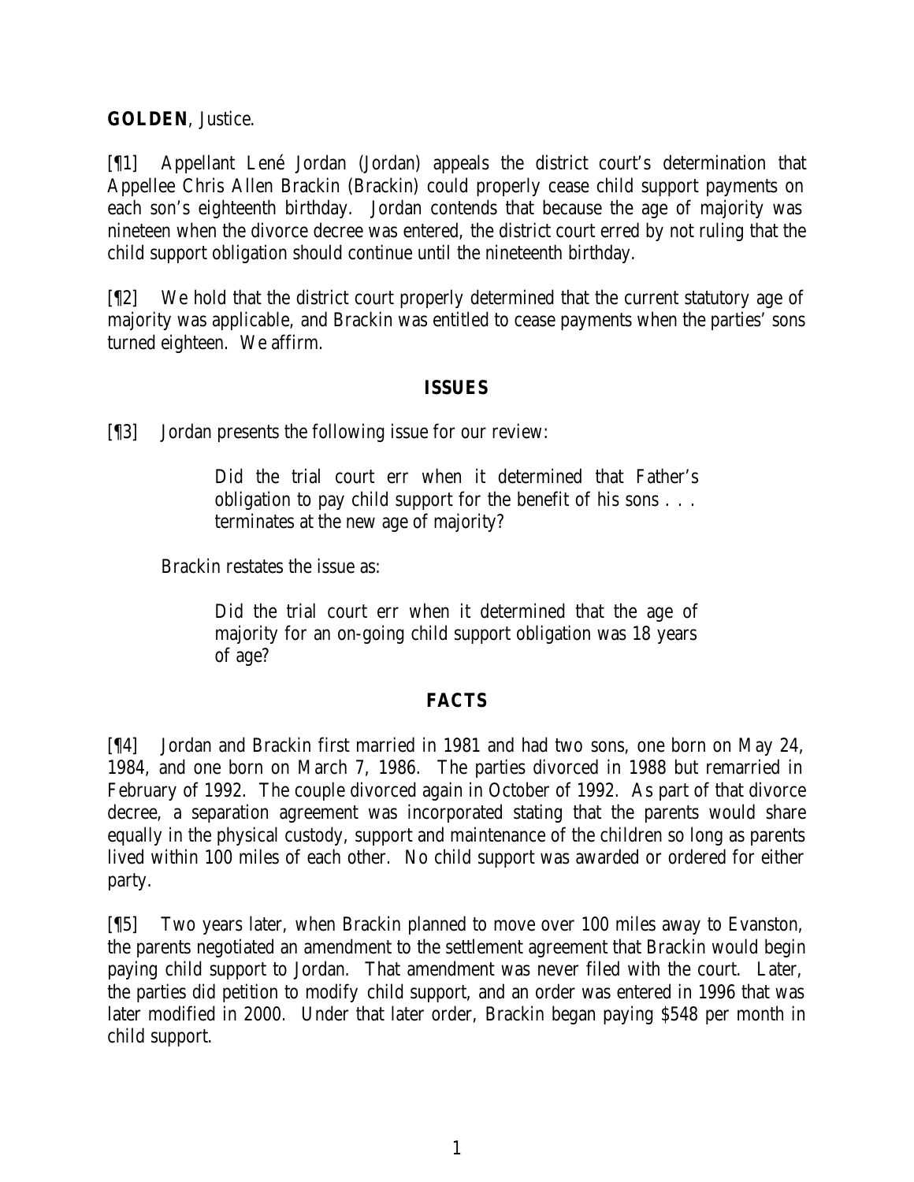**GOLDEN**, Justice.

[¶1] Appellant Lené Jordan (Jordan) appeals the district court's determination that Appellee Chris Allen Brackin (Brackin) could properly cease child support payments on each son's eighteenth birthday. Jordan contends that because the age of majority was nineteen when the divorce decree was entered, the district court erred by not ruling that the child support obligation should continue until the nineteenth birthday.

[¶2] We hold that the district court properly determined that the current statutory age of majority was applicable, and Brackin was entitled to cease payments when the parties' sons turned eighteen. We affirm.

## ISSUES

[¶3] Jordan presents the following issue for our review:

> Did the trial court err when it determined that Father's obligation to pay child support for the benefit of his sons . . . terminates at the new age of majority?

Brackin restates the issue as:

> Did the trial court err when it determined that the age of majority for an on-going child support obligation was 18 years of age?

## FACTS

[¶4] Jordan and Brackin first married in 1981 and had two sons, one born on May 24, 1984, and one born on March 7, 1986. The parties divorced in 1988 but remarried in February of 1992. The couple divorced again in October of 1992. As part of that divorce decree, a separation agreement was incorporated stating that the parents would share equally in the physical custody, support and maintenance of the children so long as parents lived within 100 miles of each other. No child support was awarded or ordered for either party.

[¶5] Two years later, when Brackin planned to move over 100 miles away to Evanston, the parents negotiated an amendment to the settlement agreement that Brackin would begin paying child support to Jordan. That amendment was never filed with the court. Later, the parties did petition to modify child support, and an order was entered in 1996 that was later modified in 2000. Under that later order, Brackin began paying $548 per month in child support.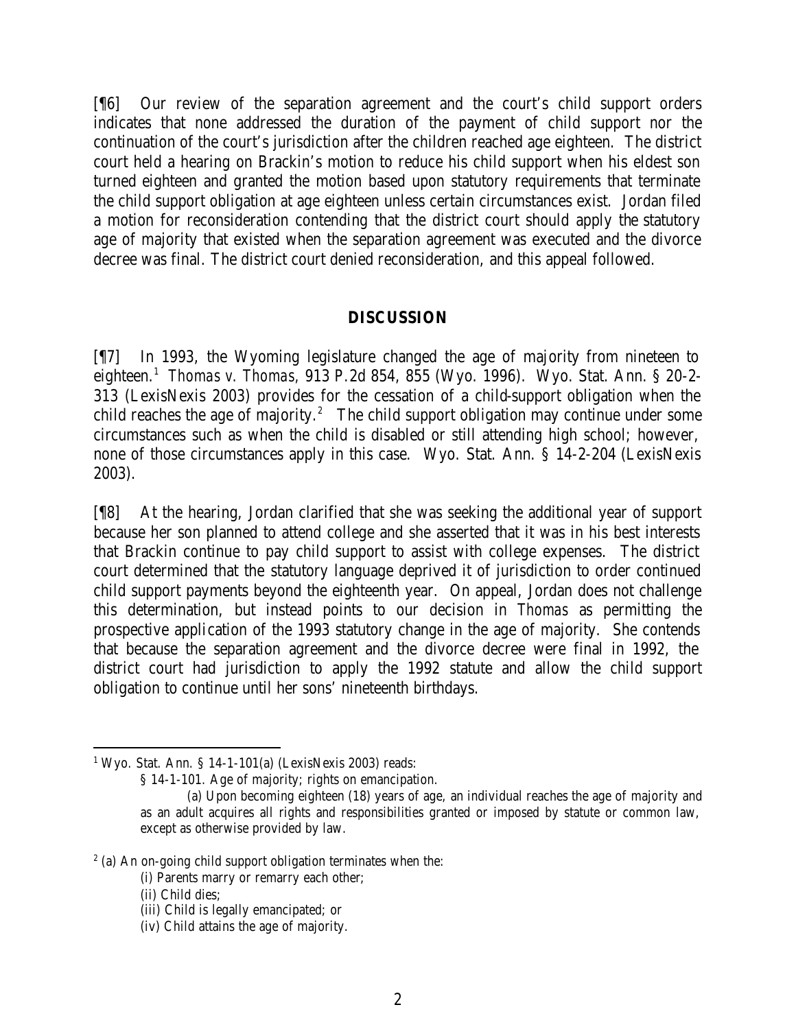[¶6] Our review of the separation agreement and the court's child support orders indicates that none addressed the duration of the payment of child support nor the continuation of the court's jurisdiction after the children reached age eighteen. The district court held a hearing on Brackin's motion to reduce his child support when his eldest son turned eighteen and granted the motion based upon statutory requirements that terminate the child support obligation at age eighteen unless certain circumstances exist. Jordan filed a motion for reconsideration contending that the district court should apply the statutory age of majority that existed when the separation agreement was executed and the divorce decree was final. The district court denied reconsideration, and this appeal followed.

## DISCUSSION

[¶7] In 1993, the Wyoming legislature changed the age of majority from nineteen to eighteen.[1] *Thomas v. Thomas*, 913 P.2d 854, 855 (Wyo. 1996). Wyo. Stat. Ann. § 20-2-313 (LexisNexis 2003) provides for the cessation of a child-support obligation when the child reaches the age of majority.[2] The child support obligation may continue under some circumstances such as when the child is disabled or still attending high school; however, none of those circumstances apply in this case. Wyo. Stat. Ann. § 14-2-204 (LexisNexis 2003).

[¶8] At the hearing, Jordan clarified that she was seeking the additional year of support because her son planned to attend college and she asserted that it was in his best interests that Brackin continue to pay child support to assist with college expenses. The district court determined that the statutory language deprived it of jurisdiction to order continued child support payments beyond the eighteenth year. On appeal, Jordan does not challenge this determination, but instead points to our decision in *Thomas* as permitting the prospective application of the 1993 statutory change in the age of majority. She contends that because the separation agreement and the divorce decree were final in 1992, the district court had jurisdiction to apply the 1992 statute and allow the child support obligation to continue until her sons' nineteenth birthdays.

---

[1] Wyo. Stat. Ann. § 14-1-101(a) (LexisNexis 2003) reads:

> § 14-1-101. Age of majority; rights on emancipation.
>
> (a) Upon becoming eighteen (18) years of age, an individual reaches the age of majority and as an adult acquires all rights and responsibilities granted or imposed by statute or common law, except as otherwise provided by law.

[2] (a) An on-going child support obligation terminates when the:

> (i) Parents marry or remarry each other;
>
> (ii) Child dies;
>
> (iii) Child is legally emancipated; or
>
> (iv) Child attains the age of majority.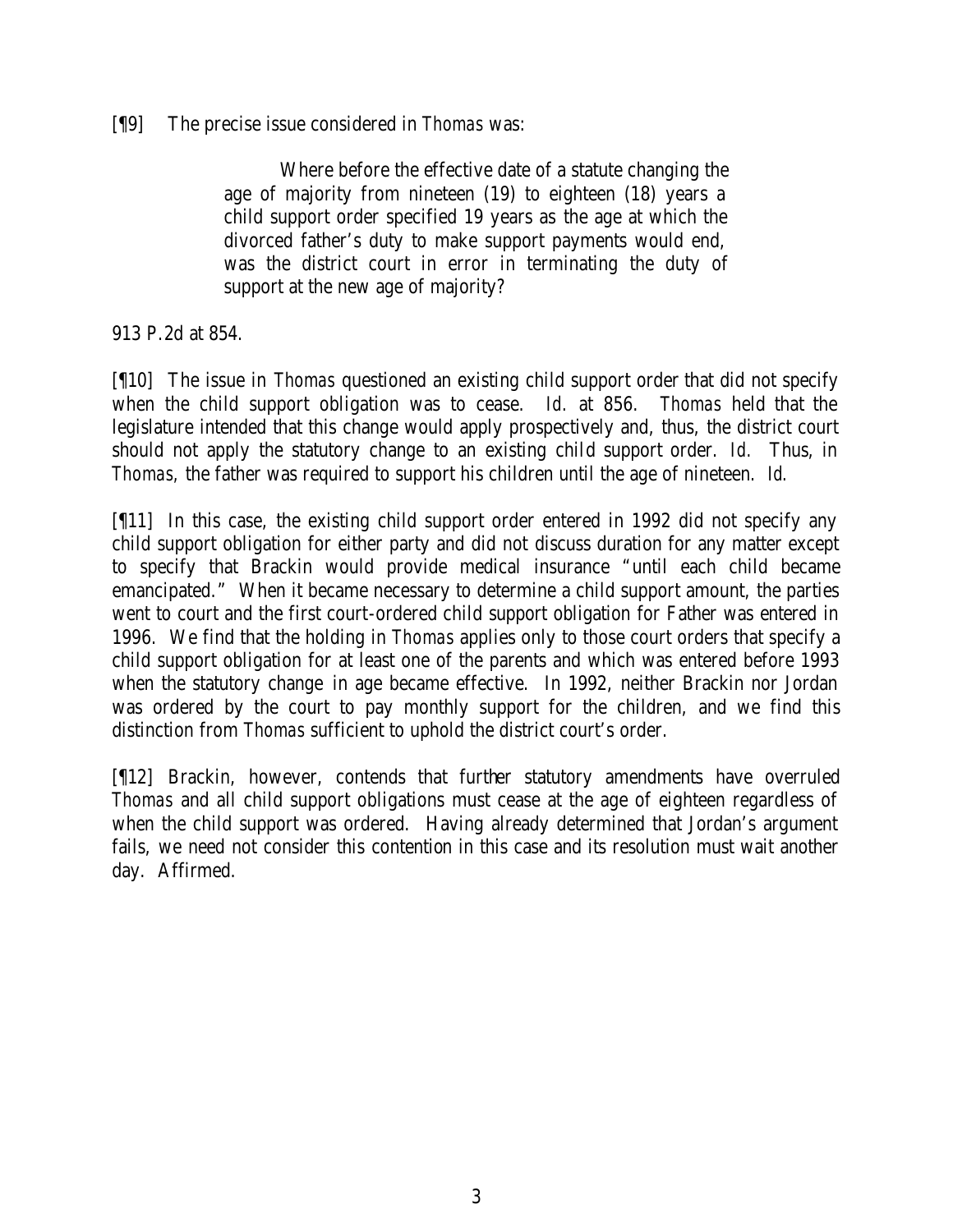[¶9] The precise issue considered in *Thomas* was:

> Where before the effective date of a statute changing the age of majority from nineteen (19) to eighteen (18) years a child support order specified 19 years as the age at which the divorced father's duty to make support payments would end, was the district court in error in terminating the duty of support at the new age of majority?

913 P.2d at 854.

[¶10] The issue in *Thomas* questioned an existing child support order that did not specify when the child support obligation was to cease. *Id.* at 856. *Thomas* held that the legislature intended that this change would apply prospectively and, thus, the district court should not apply the statutory change to an existing child support order. *Id.* Thus, in *Thomas*, the father was required to support his children until the age of nineteen. *Id.*

[¶11] In this case, the existing child support order entered in 1992 did not specify any child support obligation for either party and did not discuss duration for any matter except to specify that Brackin would provide medical insurance "until each child became emancipated." When it became necessary to determine a child support amount, the parties went to court and the first court-ordered child support obligation for Father was entered in 1996. We find that the holding in *Thomas* applies only to those court orders that specify a child support obligation for at least one of the parents and which was entered before 1993 when the statutory change in age became effective. In 1992, neither Brackin nor Jordan was ordered by the court to pay monthly support for the children, and we find this distinction from *Thomas* sufficient to uphold the district court's order.

[¶12] Brackin, however, contends that further statutory amendments have overruled *Thomas* and all child support obligations must cease at the age of eighteen regardless of when the child support was ordered. Having already determined that Jordan's argument fails, we need not consider this contention in this case and its resolution must wait another day. Affirmed.